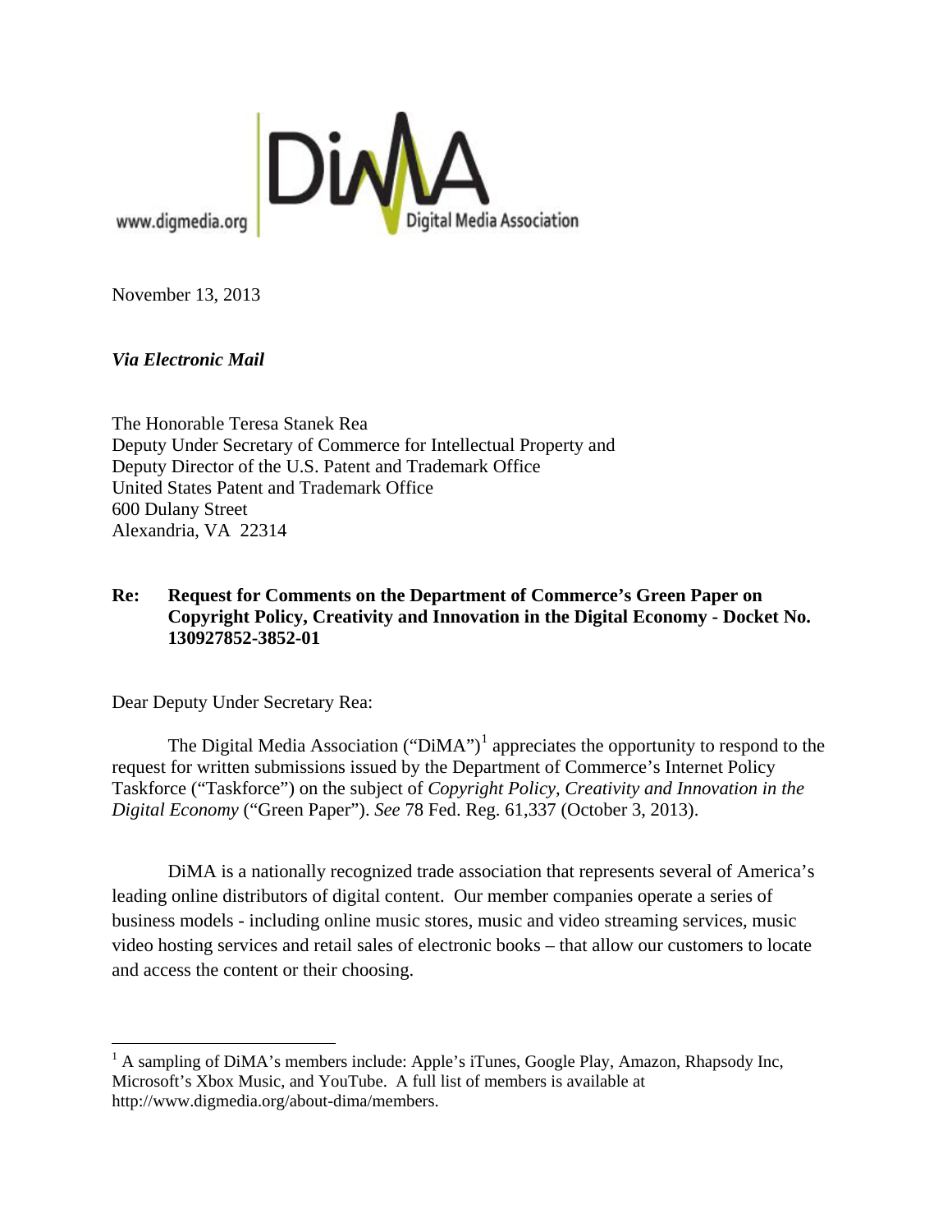www.digmedia.org DiMA Digital Media Association

November 13, 2013

***Via Electronic Mail***

The Honorable Teresa Stanek Rea
Deputy Under Secretary of Commerce for Intellectual Property and
Deputy Director of the U.S. Patent and Trademark Office
United States Patent and Trademark Office
600 Dulany Street
Alexandria, VA 22314

**Re: Request for Comments on the Department of Commerce's Green Paper on Copyright Policy, Creativity and Innovation in the Digital Economy - Docket No. 130927852-3852-01**

Dear Deputy Under Secretary Rea:

The Digital Media Association ("DiMA")[1] appreciates the opportunity to respond to the request for written submissions issued by the Department of Commerce's Internet Policy Taskforce ("Taskforce") on the subject of *Copyright Policy, Creativity and Innovation in the Digital Economy* ("Green Paper"). *See* 78 Fed. Reg. 61,337 (October 3, 2013).

DiMA is a nationally recognized trade association that represents several of America's leading online distributors of digital content. Our member companies operate a series of business models - including online music stores, music and video streaming services, music video hosting services and retail sales of electronic books – that allow our customers to locate and access the content or their choosing.

[1] A sampling of DiMA's members include: Apple's iTunes, Google Play, Amazon, Rhapsody Inc, Microsoft's Xbox Music, and YouTube. A full list of members is available at http://www.digmedia.org/about-dima/members.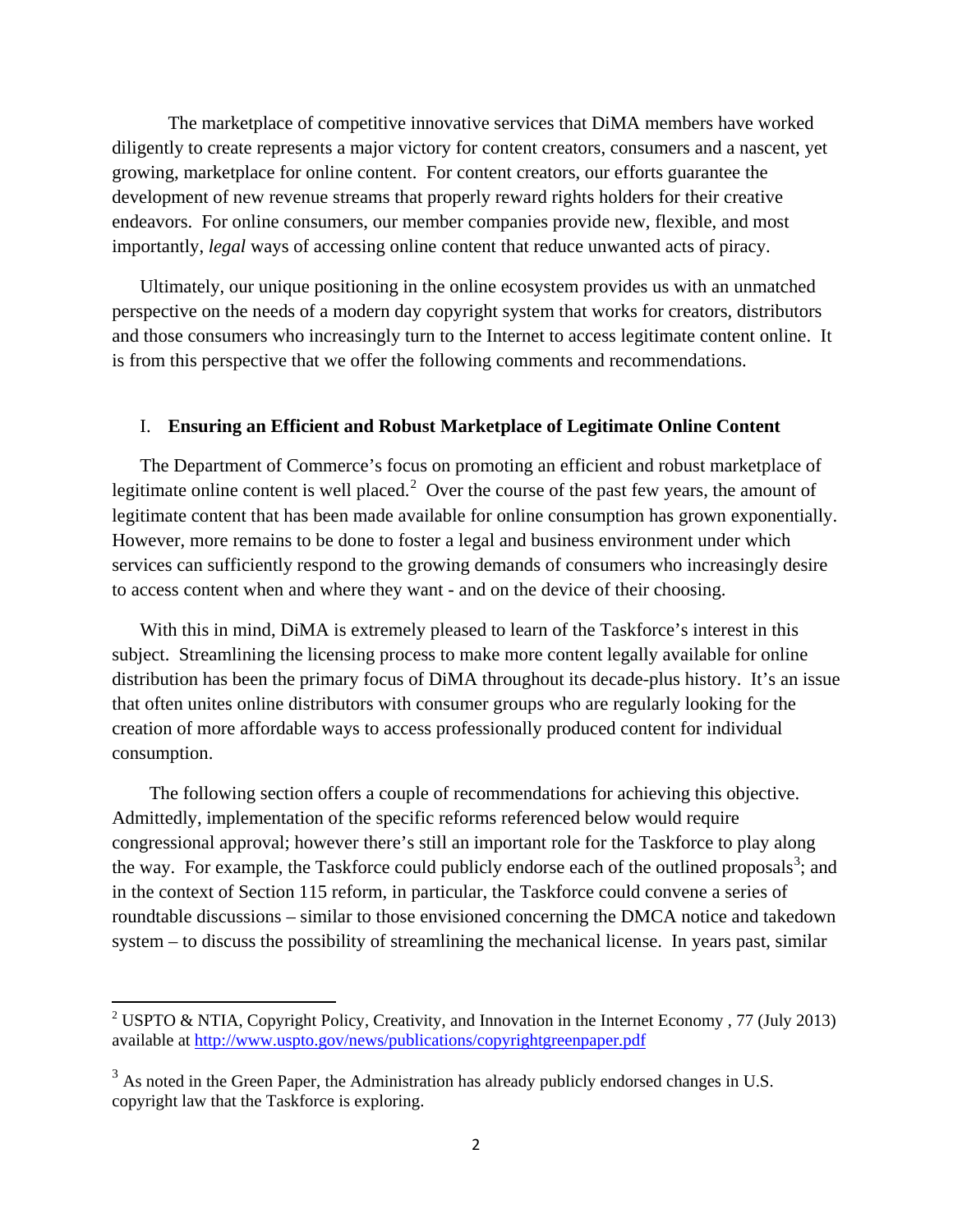The marketplace of competitive innovative services that DiMA members have worked diligently to create represents a major victory for content creators, consumers and a nascent, yet growing, marketplace for online content. For content creators, our efforts guarantee the development of new revenue streams that properly reward rights holders for their creative endeavors. For online consumers, our member companies provide new, flexible, and most importantly, *legal* ways of accessing online content that reduce unwanted acts of piracy.

Ultimately, our unique positioning in the online ecosystem provides us with an unmatched perspective on the needs of a modern day copyright system that works for creators, distributors and those consumers who increasingly turn to the Internet to access legitimate content online. It is from this perspective that we offer the following comments and recommendations.

## I. Ensuring an Efficient and Robust Marketplace of Legitimate Online Content

The Department of Commerce's focus on promoting an efficient and robust marketplace of legitimate online content is well placed.[2] Over the course of the past few years, the amount of legitimate content that has been made available for online consumption has grown exponentially. However, more remains to be done to foster a legal and business environment under which services can sufficiently respond to the growing demands of consumers who increasingly desire to access content when and where they want - and on the device of their choosing.

With this in mind, DiMA is extremely pleased to learn of the Taskforce's interest in this subject. Streamlining the licensing process to make more content legally available for online distribution has been the primary focus of DiMA throughout its decade-plus history. It's an issue that often unites online distributors with consumer groups who are regularly looking for the creation of more affordable ways to access professionally produced content for individual consumption.

The following section offers a couple of recommendations for achieving this objective. Admittedly, implementation of the specific reforms referenced below would require congressional approval; however there's still an important role for the Taskforce to play along the way. For example, the Taskforce could publicly endorse each of the outlined proposals[3]; and in the context of Section 115 reform, in particular, the Taskforce could convene a series of roundtable discussions – similar to those envisioned concerning the DMCA notice and takedown system – to discuss the possibility of streamlining the mechanical license. In years past, similar

---

[2] USPTO & NTIA, Copyright Policy, Creativity, and Innovation in the Internet Economy , 77 (July 2013) available at http://www.uspto.gov/news/publications/copyrightgreenpaper.pdf

[3] As noted in the Green Paper, the Administration has already publicly endorsed changes in U.S. copyright law that the Taskforce is exploring.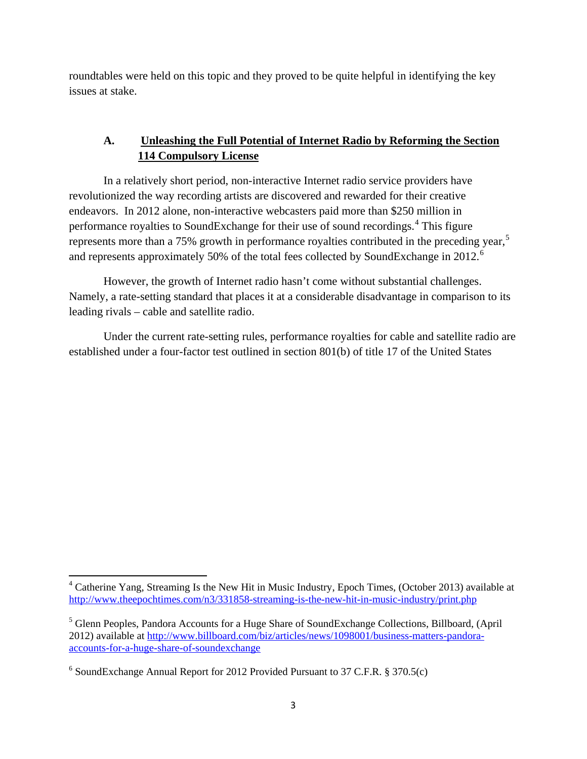roundtables were held on this topic and they proved to be quite helpful in identifying the key issues at stake.

### A. Unleashing the Full Potential of Internet Radio by Reforming the Section 114 Compulsory License

In a relatively short period, non-interactive Internet radio service providers have revolutionized the way recording artists are discovered and rewarded for their creative endeavors. In 2012 alone, non-interactive webcasters paid more than $250 million in performance royalties to SoundExchange for their use of sound recordings.[4] This figure represents more than a 75% growth in performance royalties contributed in the preceding year,[5] and represents approximately 50% of the total fees collected by SoundExchange in 2012.[6]

However, the growth of Internet radio hasn't come without substantial challenges. Namely, a rate-setting standard that places it at a considerable disadvantage in comparison to its leading rivals – cable and satellite radio.

Under the current rate-setting rules, performance royalties for cable and satellite radio are established under a four-factor test outlined in section 801(b) of title 17 of the United States

---

[4] Catherine Yang, Streaming Is the New Hit in Music Industry, Epoch Times, (October 2013) available at http://www.theepochtimes.com/n3/331858-streaming-is-the-new-hit-in-music-industry/print.php

[5] Glenn Peoples, Pandora Accounts for a Huge Share of SoundExchange Collections, Billboard, (April 2012) available at http://www.billboard.com/biz/articles/news/1098001/business-matters-pandora-accounts-for-a-huge-share-of-soundexchange

[6] SoundExchange Annual Report for 2012 Provided Pursuant to 37 C.F.R. § 370.5(c)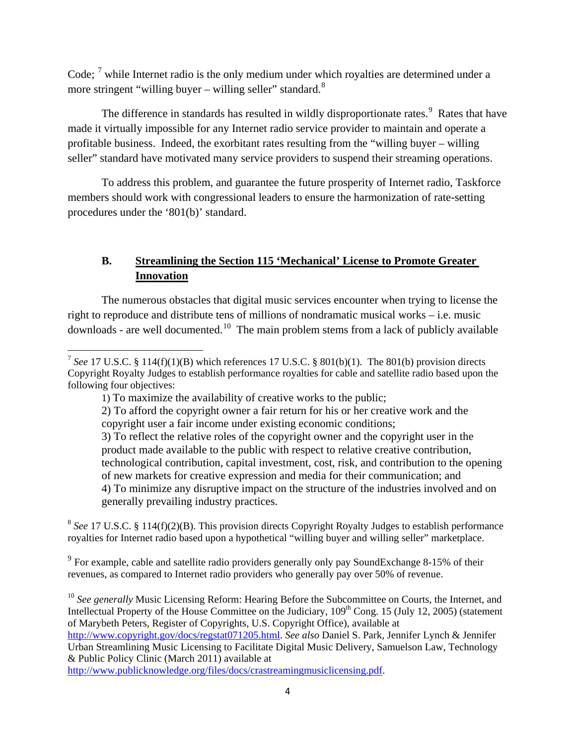Code; [7] while Internet radio is the only medium under which royalties are determined under a more stringent "willing buyer – willing seller" standard.[8]

The difference in standards has resulted in wildly disproportionate rates.[9] Rates that have made it virtually impossible for any Internet radio service provider to maintain and operate a profitable business. Indeed, the exorbitant rates resulting from the "willing buyer – willing seller" standard have motivated many service providers to suspend their streaming operations.

To address this problem, and guarantee the future prosperity of Internet radio, Taskforce members should work with congressional leaders to ensure the harmonization of rate-setting procedures under the '801(b)' standard.

### B. Streamlining the Section 115 'Mechanical' License to Promote Greater Innovation

The numerous obstacles that digital music services encounter when trying to license the right to reproduce and distribute tens of millions of nondramatic musical works – i.e. music downloads - are well documented.[10] The main problem stems from a lack of publicly available

---

[7] *See* 17 U.S.C. § 114(f)(1)(B) which references 17 U.S.C. § 801(b)(1). The 801(b) provision directs Copyright Royalty Judges to establish performance royalties for cable and satellite radio based upon the following four objectives:

> 1) To maximize the availability of creative works to the public;
> 2) To afford the copyright owner a fair return for his or her creative work and the copyright user a fair income under existing economic conditions;
> 3) To reflect the relative roles of the copyright owner and the copyright user in the product made available to the public with respect to relative creative contribution, technological contribution, capital investment, cost, risk, and contribution to the opening of new markets for creative expression and media for their communication; and
> 4) To minimize any disruptive impact on the structure of the industries involved and on generally prevailing industry practices.

[8] *See* 17 U.S.C. § 114(f)(2)(B). This provision directs Copyright Royalty Judges to establish performance royalties for Internet radio based upon a hypothetical "willing buyer and willing seller" marketplace.

[9] For example, cable and satellite radio providers generally only pay SoundExchange 8-15% of their revenues, as compared to Internet radio providers who generally pay over 50% of revenue.

[10] *See generally* Music Licensing Reform: Hearing Before the Subcommittee on Courts, the Internet, and Intellectual Property of the House Committee on the Judiciary, 109th Cong. 15 (July 12, 2005) (statement of Marybeth Peters, Register of Copyrights, U.S. Copyright Office), available at http://www.copyright.gov/docs/regstat071205.html. *See also* Daniel S. Park, Jennifer Lynch & Jennifer Urban Streamlining Music Licensing to Facilitate Digital Music Delivery, Samuelson Law, Technology & Public Policy Clinic (March 2011) available at http://www.publicknowledge.org/files/docs/crastreamingmusiclicensing.pdf.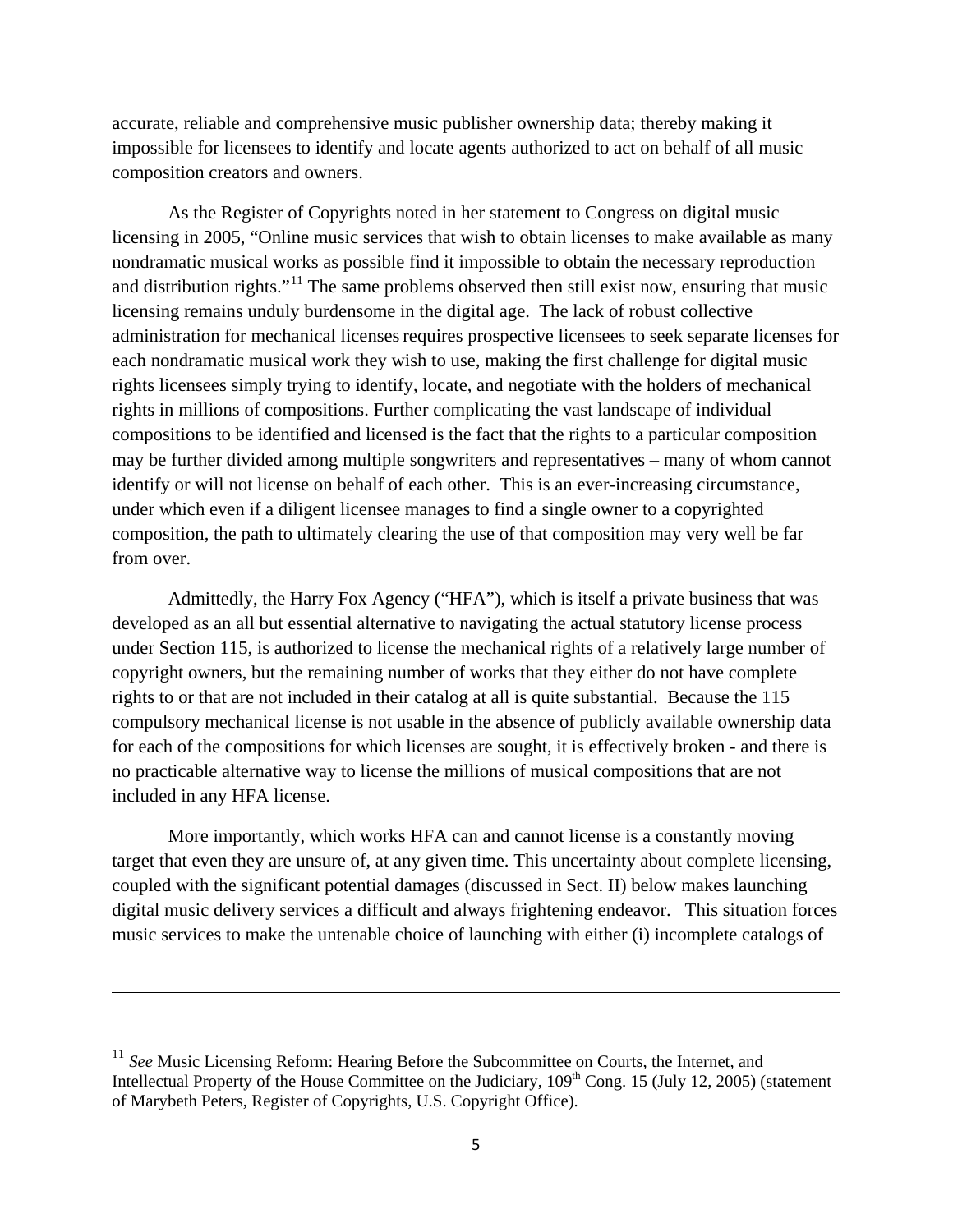accurate, reliable and comprehensive music publisher ownership data; thereby making it impossible for licensees to identify and locate agents authorized to act on behalf of all music composition creators and owners.

As the Register of Copyrights noted in her statement to Congress on digital music licensing in 2005, "Online music services that wish to obtain licenses to make available as many nondramatic musical works as possible find it impossible to obtain the necessary reproduction and distribution rights."[11] The same problems observed then still exist now, ensuring that music licensing remains unduly burdensome in the digital age. The lack of robust collective administration for mechanical licenses requires prospective licensees to seek separate licenses for each nondramatic musical work they wish to use, making the first challenge for digital music rights licensees simply trying to identify, locate, and negotiate with the holders of mechanical rights in millions of compositions. Further complicating the vast landscape of individual compositions to be identified and licensed is the fact that the rights to a particular composition may be further divided among multiple songwriters and representatives – many of whom cannot identify or will not license on behalf of each other. This is an ever-increasing circumstance, under which even if a diligent licensee manages to find a single owner to a copyrighted composition, the path to ultimately clearing the use of that composition may very well be far from over.

Admittedly, the Harry Fox Agency ("HFA"), which is itself a private business that was developed as an all but essential alternative to navigating the actual statutory license process under Section 115, is authorized to license the mechanical rights of a relatively large number of copyright owners, but the remaining number of works that they either do not have complete rights to or that are not included in their catalog at all is quite substantial. Because the 115 compulsory mechanical license is not usable in the absence of publicly available ownership data for each of the compositions for which licenses are sought, it is effectively broken - and there is no practicable alternative way to license the millions of musical compositions that are not included in any HFA license.

More importantly, which works HFA can and cannot license is a constantly moving target that even they are unsure of, at any given time. This uncertainty about complete licensing, coupled with the significant potential damages (discussed in Sect. II) below makes launching digital music delivery services a difficult and always frightening endeavor. This situation forces music services to make the untenable choice of launching with either (i) incomplete catalogs of

---

[11] *See* Music Licensing Reform: Hearing Before the Subcommittee on Courts, the Internet, and Intellectual Property of the House Committee on the Judiciary, 109th Cong. 15 (July 12, 2005) (statement of Marybeth Peters, Register of Copyrights, U.S. Copyright Office).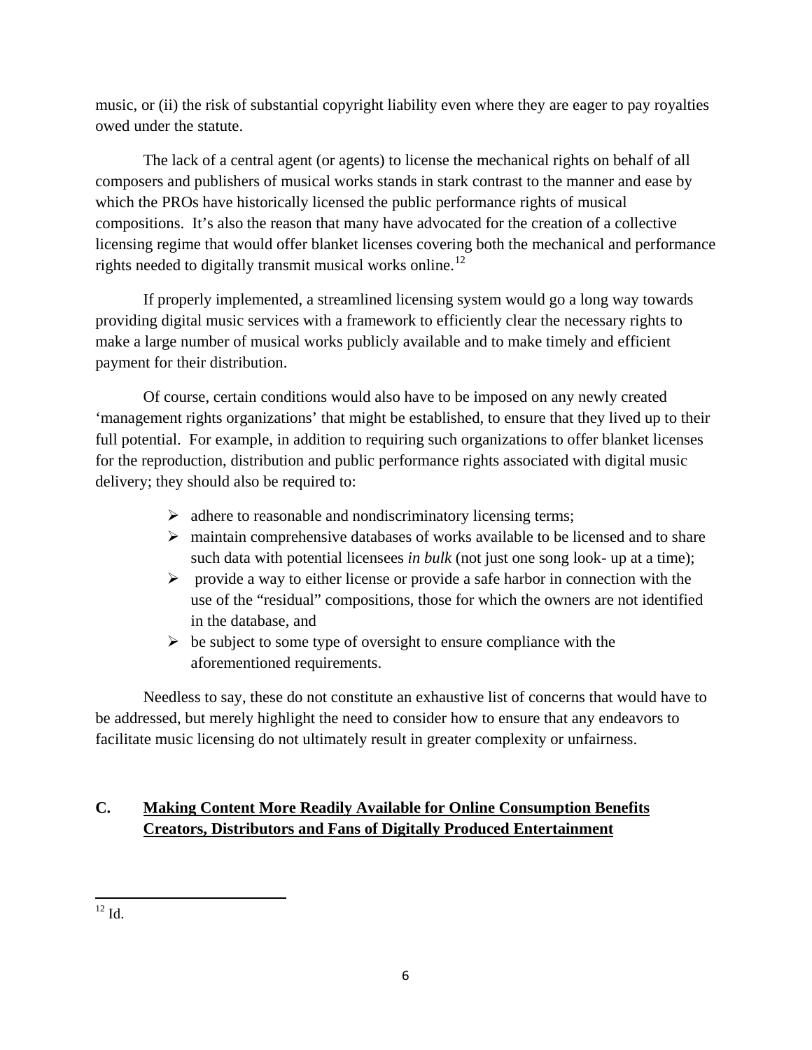music, or (ii) the risk of substantial copyright liability even where they are eager to pay royalties owed under the statute.

The lack of a central agent (or agents) to license the mechanical rights on behalf of all composers and publishers of musical works stands in stark contrast to the manner and ease by which the PROs have historically licensed the public performance rights of musical compositions. It's also the reason that many have advocated for the creation of a collective licensing regime that would offer blanket licenses covering both the mechanical and performance rights needed to digitally transmit musical works online.[12]

If properly implemented, a streamlined licensing system would go a long way towards providing digital music services with a framework to efficiently clear the necessary rights to make a large number of musical works publicly available and to make timely and efficient payment for their distribution.

Of course, certain conditions would also have to be imposed on any newly created 'management rights organizations' that might be established, to ensure that they lived up to their full potential. For example, in addition to requiring such organizations to offer blanket licenses for the reproduction, distribution and public performance rights associated with digital music delivery; they should also be required to:

- adhere to reasonable and nondiscriminatory licensing terms;
- maintain comprehensive databases of works available to be licensed and to share such data with potential licensees *in bulk* (not just one song look- up at a time);
- provide a way to either license or provide a safe harbor in connection with the use of the "residual" compositions, those for which the owners are not identified in the database, and
- be subject to some type of oversight to ensure compliance with the aforementioned requirements.

Needless to say, these do not constitute an exhaustive list of concerns that would have to be addressed, but merely highlight the need to consider how to ensure that any endeavors to facilitate music licensing do not ultimately result in greater complexity or unfairness.

## C. Making Content More Readily Available for Online Consumption Benefits Creators, Distributors and Fans of Digitally Produced Entertainment

---

[12] Id.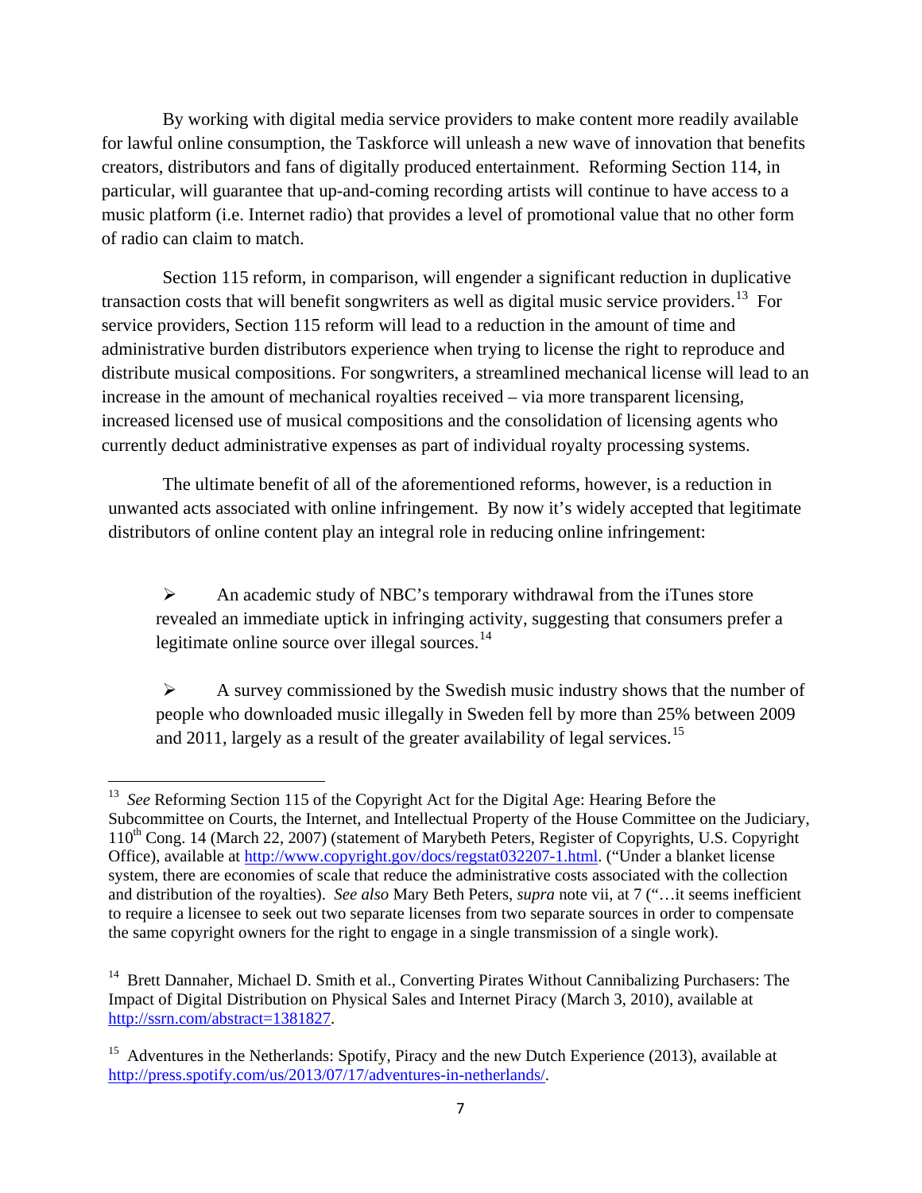By working with digital media service providers to make content more readily available for lawful online consumption, the Taskforce will unleash a new wave of innovation that benefits creators, distributors and fans of digitally produced entertainment. Reforming Section 114, in particular, will guarantee that up-and-coming recording artists will continue to have access to a music platform (i.e. Internet radio) that provides a level of promotional value that no other form of radio can claim to match.

Section 115 reform, in comparison, will engender a significant reduction in duplicative transaction costs that will benefit songwriters as well as digital music service providers.[13] For service providers, Section 115 reform will lead to a reduction in the amount of time and administrative burden distributors experience when trying to license the right to reproduce and distribute musical compositions. For songwriters, a streamlined mechanical license will lead to an increase in the amount of mechanical royalties received – via more transparent licensing, increased licensed use of musical compositions and the consolidation of licensing agents who currently deduct administrative expenses as part of individual royalty processing systems.

The ultimate benefit of all of the aforementioned reforms, however, is a reduction in unwanted acts associated with online infringement. By now it's widely accepted that legitimate distributors of online content play an integral role in reducing online infringement:

- An academic study of NBC's temporary withdrawal from the iTunes store revealed an immediate uptick in infringing activity, suggesting that consumers prefer a legitimate online source over illegal sources.[14]

- A survey commissioned by the Swedish music industry shows that the number of people who downloaded music illegally in Sweden fell by more than 25% between 2009 and 2011, largely as a result of the greater availability of legal services.[15]

---

[13] *See* Reforming Section 115 of the Copyright Act for the Digital Age: Hearing Before the Subcommittee on Courts, the Internet, and Intellectual Property of the House Committee on the Judiciary, 110th Cong. 14 (March 22, 2007) (statement of Marybeth Peters, Register of Copyrights, U.S. Copyright Office), available at http://www.copyright.gov/docs/regstat032207-1.html. ("Under a blanket license system, there are economies of scale that reduce the administrative costs associated with the collection and distribution of the royalties). *See also* Mary Beth Peters, *supra* note vii, at 7 ("…it seems inefficient to require a licensee to seek out two separate licenses from two separate sources in order to compensate the same copyright owners for the right to engage in a single transmission of a single work).

[14] Brett Dannaher, Michael D. Smith et al., Converting Pirates Without Cannibalizing Purchasers: The Impact of Digital Distribution on Physical Sales and Internet Piracy (March 3, 2010), available at http://ssrn.com/abstract=1381827.

[15] Adventures in the Netherlands: Spotify, Piracy and the new Dutch Experience (2013), available at http://press.spotify.com/us/2013/07/17/adventures-in-netherlands/.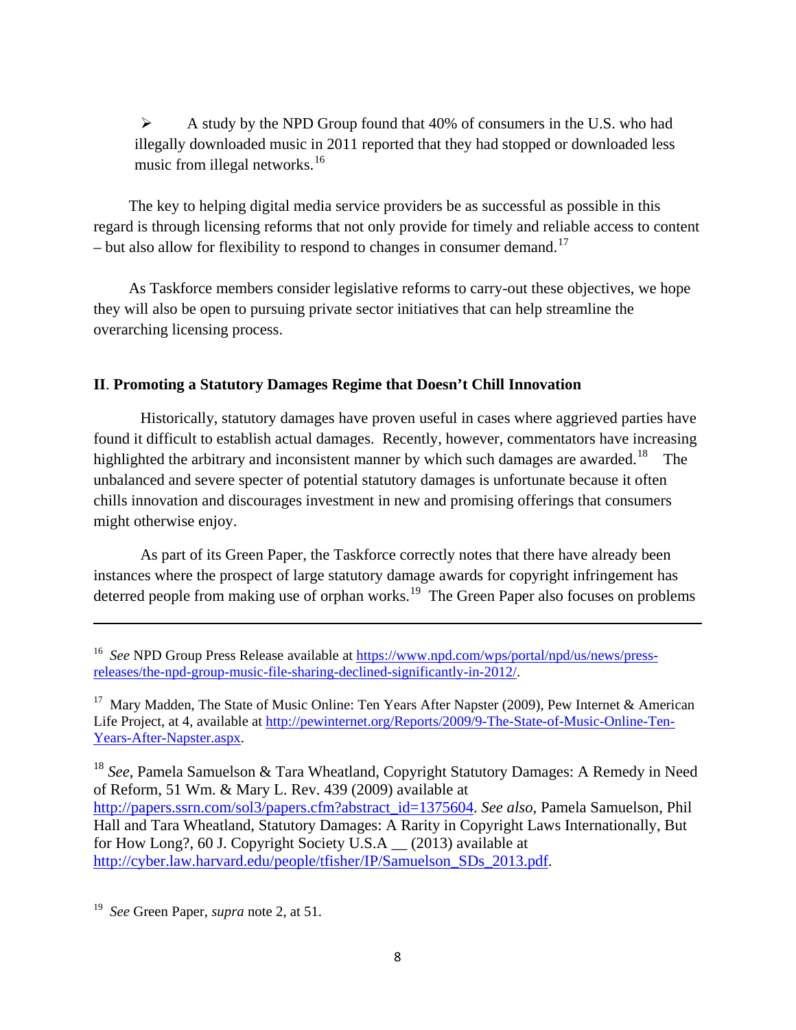- A study by the NPD Group found that 40% of consumers in the U.S. who had illegally downloaded music in 2011 reported that they had stopped or downloaded less music from illegal networks.[16]

The key to helping digital media service providers be as successful as possible in this regard is through licensing reforms that not only provide for timely and reliable access to content – but also allow for flexibility to respond to changes in consumer demand.[17]

As Taskforce members consider legislative reforms to carry-out these objectives, we hope they will also be open to pursuing private sector initiatives that can help streamline the overarching licensing process.

## II. Promoting a Statutory Damages Regime that Doesn't Chill Innovation

Historically, statutory damages have proven useful in cases where aggrieved parties have found it difficult to establish actual damages. Recently, however, commentators have increasing highlighted the arbitrary and inconsistent manner by which such damages are awarded.[18] The unbalanced and severe specter of potential statutory damages is unfortunate because it often chills innovation and discourages investment in new and promising offerings that consumers might otherwise enjoy.

As part of its Green Paper, the Taskforce correctly notes that there have already been instances where the prospect of large statutory damage awards for copyright infringement has deterred people from making use of orphan works.[19] The Green Paper also focuses on problems

---

[16] *See* NPD Group Press Release available at https://www.npd.com/wps/portal/npd/us/news/press-releases/the-npd-group-music-file-sharing-declined-significantly-in-2012/.

[17] Mary Madden, The State of Music Online: Ten Years After Napster (2009), Pew Internet & American Life Project, at 4, available at http://pewinternet.org/Reports/2009/9-The-State-of-Music-Online-Ten-Years-After-Napster.aspx.

[18] *See*, Pamela Samuelson & Tara Wheatland, Copyright Statutory Damages: A Remedy in Need of Reform, 51 Wm. & Mary L. Rev. 439 (2009) available at http://papers.ssrn.com/sol3/papers.cfm?abstract_id=1375604. *See also*, Pamela Samuelson, Phil Hall and Tara Wheatland, Statutory Damages: A Rarity in Copyright Laws Internationally, But for How Long?, 60 J. Copyright Society U.S.A __ (2013) available at http://cyber.law.harvard.edu/people/tfisher/IP/Samuelson_SDs_2013.pdf.

[19] *See* Green Paper, *supra* note 2, at 51.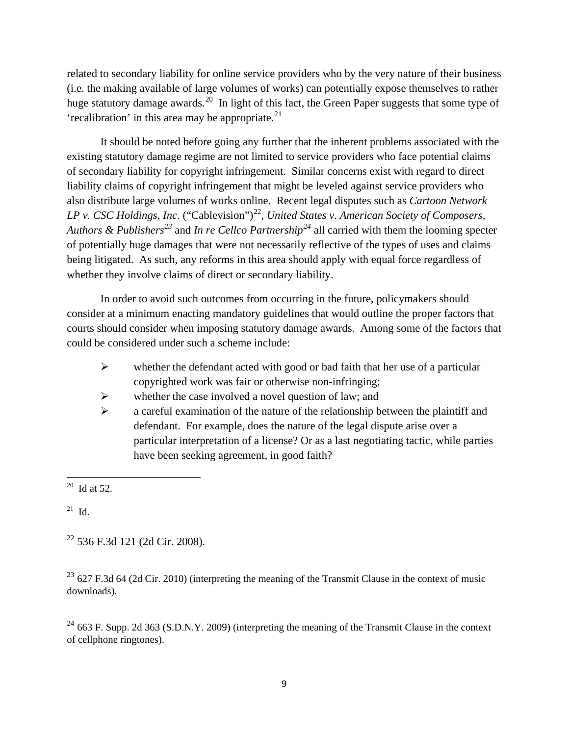related to secondary liability for online service providers who by the very nature of their business (i.e. the making available of large volumes of works) can potentially expose themselves to rather huge statutory damage awards.[20] In light of this fact, the Green Paper suggests that some type of 'recalibration' in this area may be appropriate.[21]

It should be noted before going any further that the inherent problems associated with the existing statutory damage regime are not limited to service providers who face potential claims of secondary liability for copyright infringement. Similar concerns exist with regard to direct liability claims of copyright infringement that might be leveled against service providers who also distribute large volumes of works online. Recent legal disputes such as *Cartoon Network LP v. CSC Holdings, Inc.* ("Cablevision")[22], *United States v. American Society of Composers, Authors & Publishers*[23] and *In re Cellco Partnership*[24] all carried with them the looming specter of potentially huge damages that were not necessarily reflective of the types of uses and claims being litigated. As such, any reforms in this area should apply with equal force regardless of whether they involve claims of direct or secondary liability.

In order to avoid such outcomes from occurring in the future, policymakers should consider at a minimum enacting mandatory guidelines that would outline the proper factors that courts should consider when imposing statutory damage awards. Among some of the factors that could be considered under such a scheme include:

- whether the defendant acted with good or bad faith that her use of a particular copyrighted work was fair or otherwise non-infringing;
- whether the case involved a novel question of law; and
- a careful examination of the nature of the relationship between the plaintiff and defendant. For example, does the nature of the legal dispute arise over a particular interpretation of a license? Or as a last negotiating tactic, while parties have been seeking agreement, in good faith?

---

[20] Id at 52.

[21] Id.

[22] 536 F.3d 121 (2d Cir. 2008).

[23] 627 F.3d 64 (2d Cir. 2010) (interpreting the meaning of the Transmit Clause in the context of music downloads).

[24] 663 F. Supp. 2d 363 (S.D.N.Y. 2009) (interpreting the meaning of the Transmit Clause in the context of cellphone ringtones).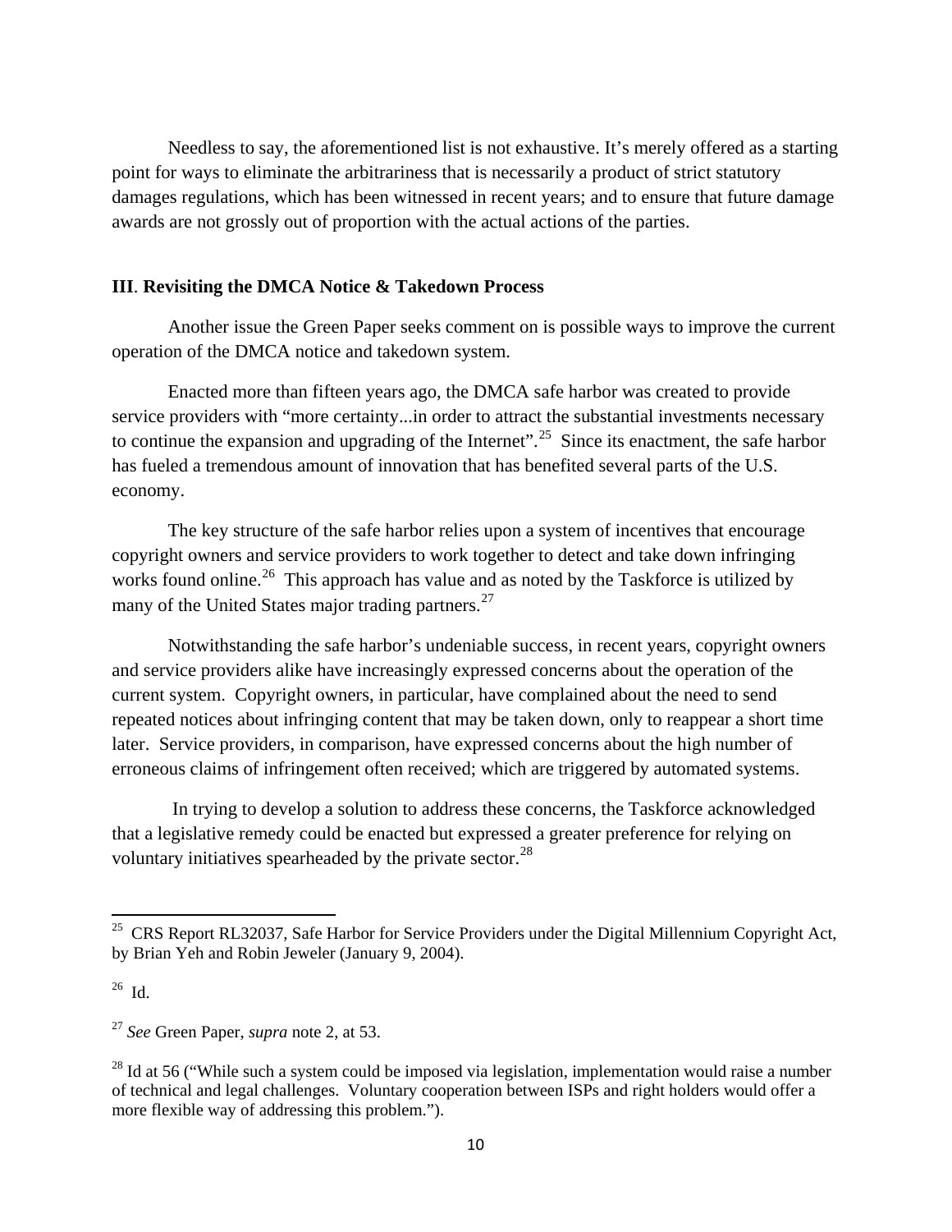Needless to say, the aforementioned list is not exhaustive. It's merely offered as a starting point for ways to eliminate the arbitrariness that is necessarily a product of strict statutory damages regulations, which has been witnessed in recent years; and to ensure that future damage awards are not grossly out of proportion with the actual actions of the parties.

### III. Revisiting the DMCA Notice & Takedown Process

Another issue the Green Paper seeks comment on is possible ways to improve the current operation of the DMCA notice and takedown system.

Enacted more than fifteen years ago, the DMCA safe harbor was created to provide service providers with "more certainty...in order to attract the substantial investments necessary to continue the expansion and upgrading of the Internet".[25] Since its enactment, the safe harbor has fueled a tremendous amount of innovation that has benefited several parts of the U.S. economy.

The key structure of the safe harbor relies upon a system of incentives that encourage copyright owners and service providers to work together to detect and take down infringing works found online.[26] This approach has value and as noted by the Taskforce is utilized by many of the United States major trading partners.[27]

Notwithstanding the safe harbor's undeniable success, in recent years, copyright owners and service providers alike have increasingly expressed concerns about the operation of the current system. Copyright owners, in particular, have complained about the need to send repeated notices about infringing content that may be taken down, only to reappear a short time later. Service providers, in comparison, have expressed concerns about the high number of erroneous claims of infringement often received; which are triggered by automated systems.

In trying to develop a solution to address these concerns, the Taskforce acknowledged that a legislative remedy could be enacted but expressed a greater preference for relying on voluntary initiatives spearheaded by the private sector.[28]

---

[25] CRS Report RL32037, Safe Harbor for Service Providers under the Digital Millennium Copyright Act, by Brian Yeh and Robin Jeweler (January 9, 2004).

[26] Id.

[27] *See* Green Paper, *supra* note 2, at 53.

[28] Id at 56 ("While such a system could be imposed via legislation, implementation would raise a number of technical and legal challenges. Voluntary cooperation between ISPs and right holders would offer a more flexible way of addressing this problem.").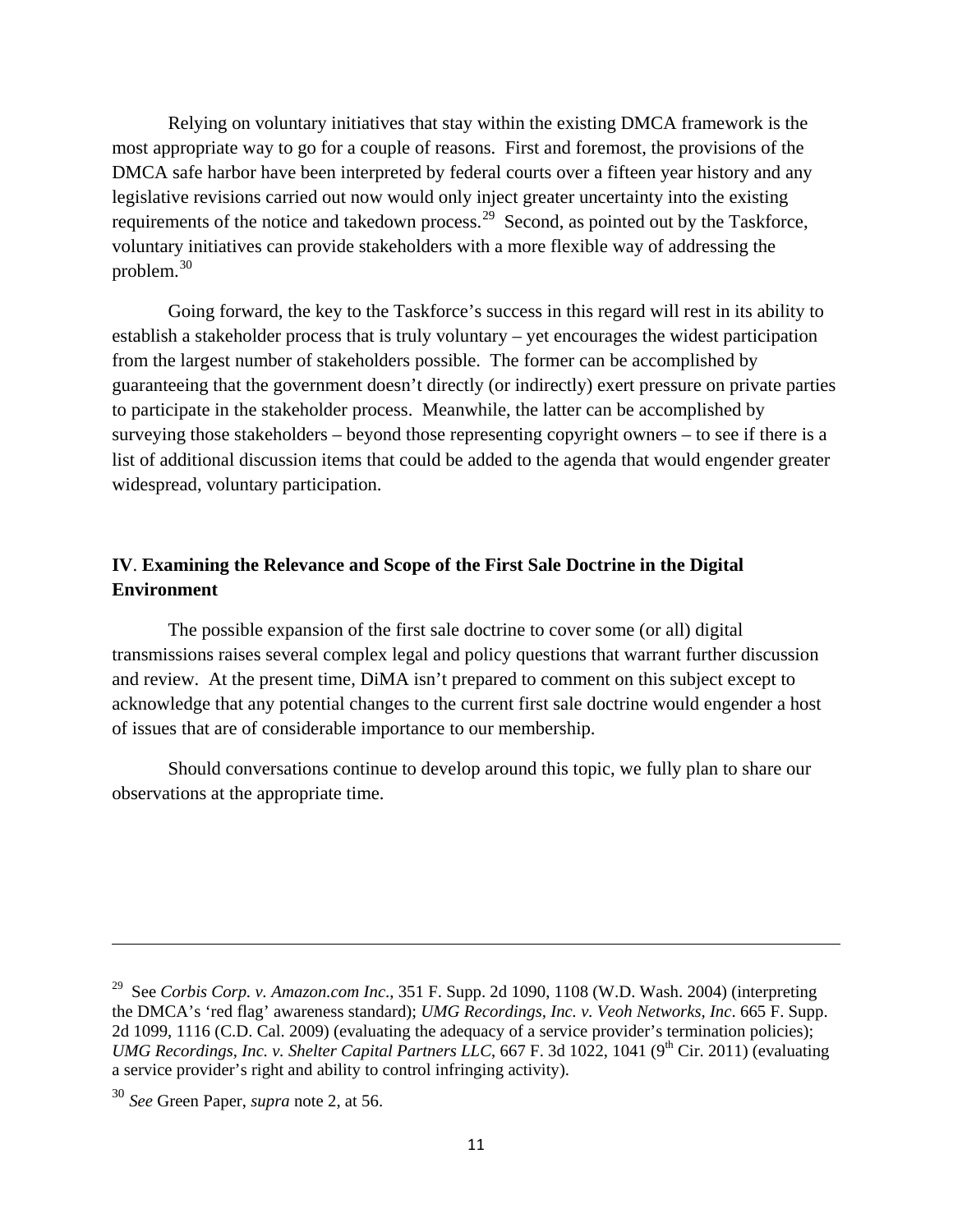Relying on voluntary initiatives that stay within the existing DMCA framework is the most appropriate way to go for a couple of reasons. First and foremost, the provisions of the DMCA safe harbor have been interpreted by federal courts over a fifteen year history and any legislative revisions carried out now would only inject greater uncertainty into the existing requirements of the notice and takedown process.[29] Second, as pointed out by the Taskforce, voluntary initiatives can provide stakeholders with a more flexible way of addressing the problem.[30]

Going forward, the key to the Taskforce's success in this regard will rest in its ability to establish a stakeholder process that is truly voluntary – yet encourages the widest participation from the largest number of stakeholders possible. The former can be accomplished by guaranteeing that the government doesn't directly (or indirectly) exert pressure on private parties to participate in the stakeholder process. Meanwhile, the latter can be accomplished by surveying those stakeholders – beyond those representing copyright owners – to see if there is a list of additional discussion items that could be added to the agenda that would engender greater widespread, voluntary participation.

## IV. Examining the Relevance and Scope of the First Sale Doctrine in the Digital Environment

The possible expansion of the first sale doctrine to cover some (or all) digital transmissions raises several complex legal and policy questions that warrant further discussion and review. At the present time, DiMA isn't prepared to comment on this subject except to acknowledge that any potential changes to the current first sale doctrine would engender a host of issues that are of considerable importance to our membership.

Should conversations continue to develop around this topic, we fully plan to share our observations at the appropriate time.

---

[29] See *Corbis Corp. v. Amazon.com Inc.*, 351 F. Supp. 2d 1090, 1108 (W.D. Wash. 2004) (interpreting the DMCA's 'red flag' awareness standard); *UMG Recordings, Inc. v. Veoh Networks, Inc*. 665 F. Supp. 2d 1099, 1116 (C.D. Cal. 2009) (evaluating the adequacy of a service provider's termination policies); *UMG Recordings, Inc. v. Shelter Capital Partners LLC*, 667 F. 3d 1022, 1041 (9th Cir. 2011) (evaluating a service provider's right and ability to control infringing activity).

[30] *See* Green Paper, *supra* note 2, at 56.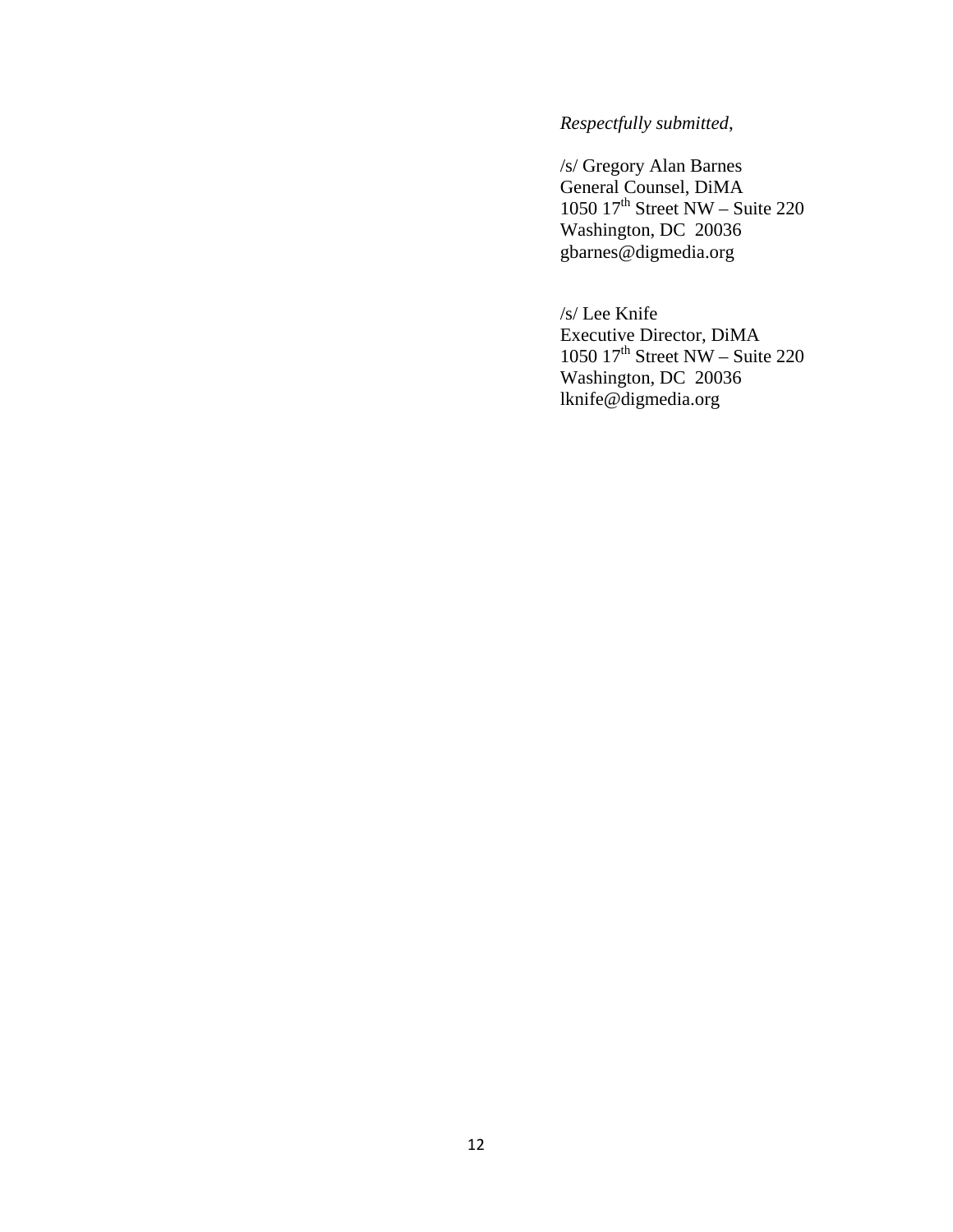*Respectfully submitted*,

/s/ Gregory Alan Barnes
General Counsel, DiMA
1050 17th Street NW – Suite 220
Washington, DC 20036
gbarnes@digmedia.org

/s/ Lee Knife
Executive Director, DiMA
1050 17th Street NW – Suite 220
Washington, DC 20036
lknife@digmedia.org